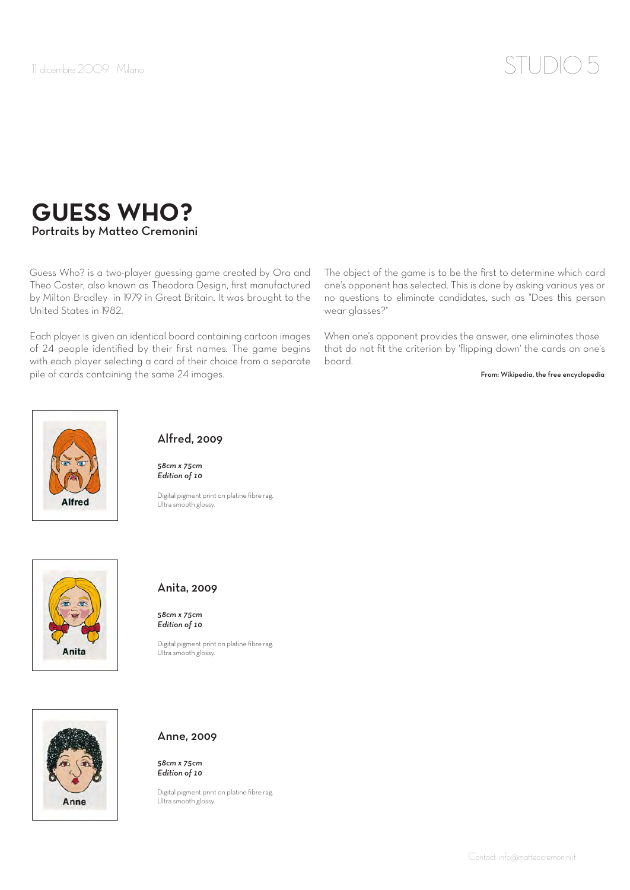11 dicembre 2009 - Milano

STUDIO 5

# GUESS WHO?

**Portraits by Matteo Cremonini**

Guess Who? is a two-player guessing game created by Ora and Theo Coster, also known as Theodora Design, first manufactured by Milton Bradley in 1979 in Great Britain. It was brought to the United States in 1982.

Each player is given an identical board containing cartoon images of 24 people identified by their first names. The game begins with each player selecting a card of their choice from a separate pile of cards containing the same 24 images.

The object of the game is to be the first to determine which card one's opponent has selected. This is done by asking various yes or no questions to eliminate candidates, such as "Does this person wear glasses?"

When one's opponent provides the answer, one eliminates those that do not fit the criterion by 'flipping down' the cards on one's board.

**From: Wikipedia, the free encyclopedia**

## Alfred, 2009

***58cm x 75cm***
***Edition of 10***

Digital pigment print on platine fibre rag.
Ultra smooth glossy.

## Anita, 2009

***58cm x 75cm***
***Edition of 10***

Digital pigment print on platine fibre rag.
Ultra smooth glossy.

## Anne, 2009

***58cm x 75cm***
***Edition of 10***

Digital pigment print on platine fibre rag.
Ultra smooth glossy.

Contact info@matteocremonini.it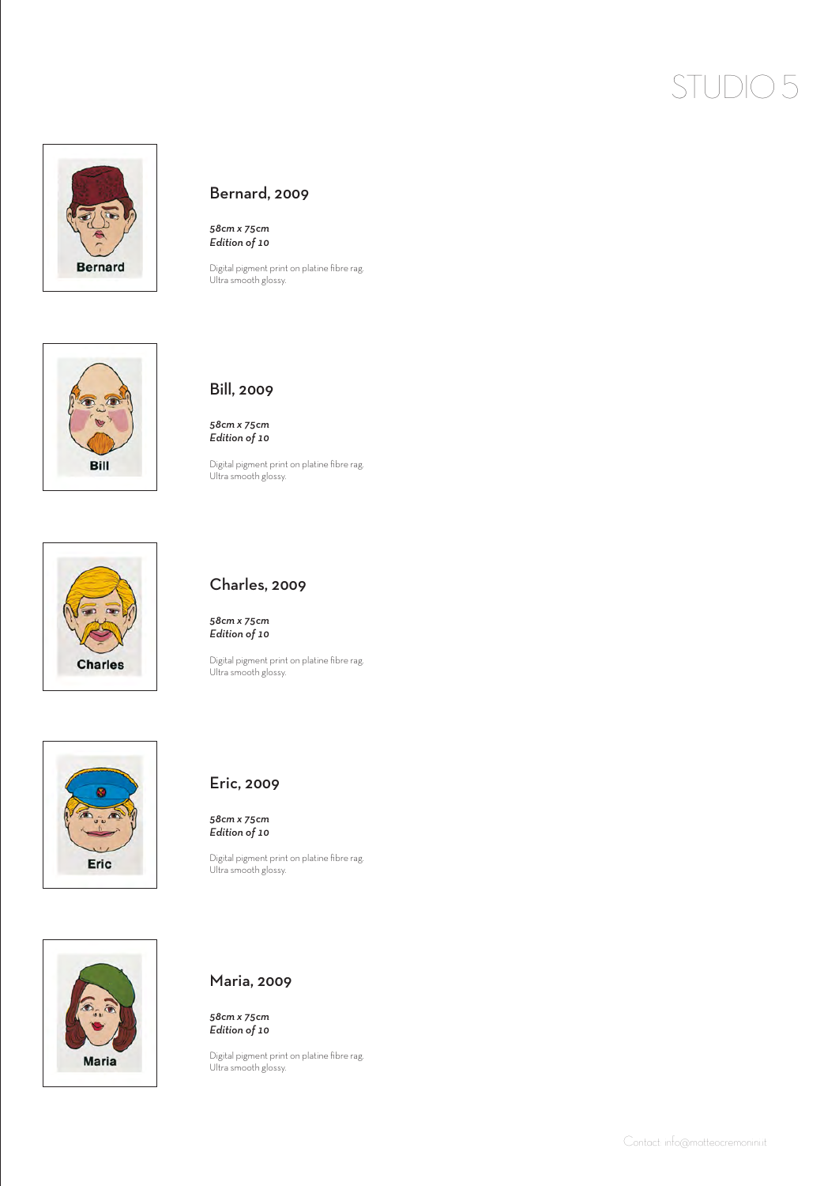# STUDIO 5

## Bernard, 2009

*58cm x 75cm*
*Edition of 10*

Digital pigment print on platine fibre rag.
Ultra smooth glossy.

## Bill, 2009

*58cm x 75cm*
*Edition of 10*

Digital pigment print on platine fibre rag.
Ultra smooth glossy.

## Charles, 2009

*58cm x 75cm*
*Edition of 10*

Digital pigment print on platine fibre rag.
Ultra smooth glossy.

## Eric, 2009

*58cm x 75cm*
*Edition of 10*

Digital pigment print on platine fibre rag.
Ultra smooth glossy.

## Maria, 2009

*58cm x 75cm*
*Edition of 10*

Digital pigment print on platine fibre rag.
Ultra smooth glossy.

Contact: info@matteocremonini.it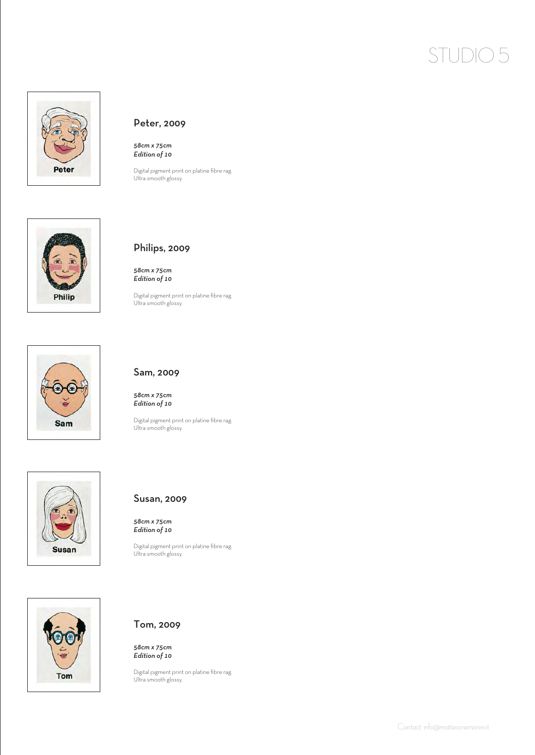# STUDIO 5

## Peter, 2009

*58cm x 75cm*
*Edition of 10*

Digital pigment print on platine fibre rag.
Ultra smooth glossy.

## Philips, 2009

*58cm x 75cm*
*Edition of 10*

Digital pigment print on platine fibre rag.
Ultra smooth glossy.

## Sam, 2009

*58cm x 75cm*
*Edition of 10*

Digital pigment print on platine fibre rag.
Ultra smooth glossy.

## Susan, 2009

*58cm x 75cm*
*Edition of 10*

Digital pigment print on platine fibre rag.
Ultra smooth glossy.

## Tom, 2009

*58cm x 75cm*
*Edition of 10*

Digital pigment print on platine fibre rag.
Ultra smooth glossy.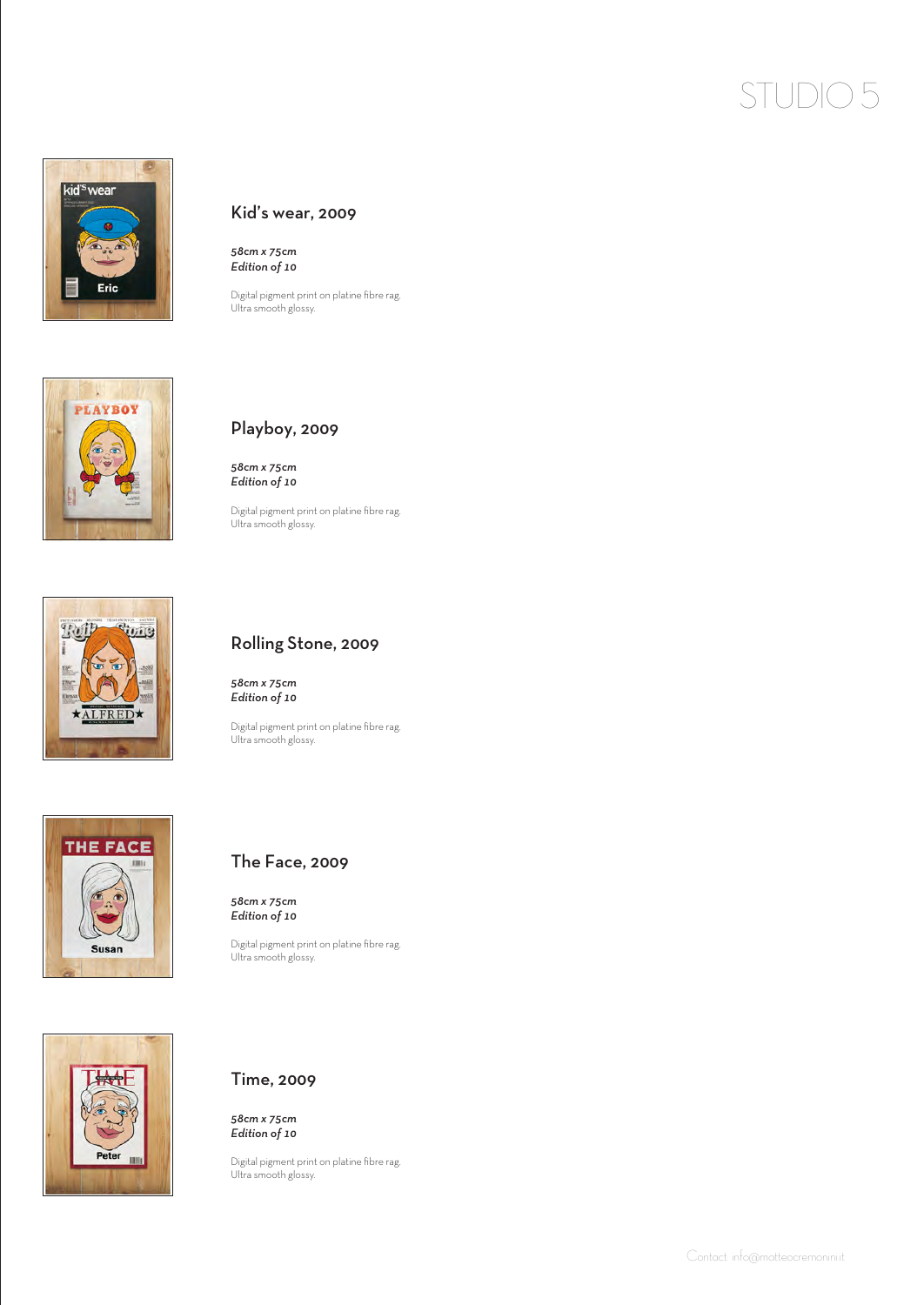# STUDIO 5

## Kid's wear, 2009

*58cm x 75cm*
*Edition of 10*

Digital pigment print on platine fibre rag.
Ultra smooth glossy.

## Playboy, 2009

*58cm x 75cm*
*Edition of 10*

Digital pigment print on platine fibre rag.
Ultra smooth glossy.

## Rolling Stone, 2009

*58cm x 75cm*
*Edition of 10*

Digital pigment print on platine fibre rag.
Ultra smooth glossy.

## The Face, 2009

*58cm x 75cm*
*Edition of 10*

Digital pigment print on platine fibre rag.
Ultra smooth glossy.

## Time, 2009

*58cm x 75cm*
*Edition of 10*

Digital pigment print on platine fibre rag.
Ultra smooth glossy.

Contact: info@matteocremonini.it